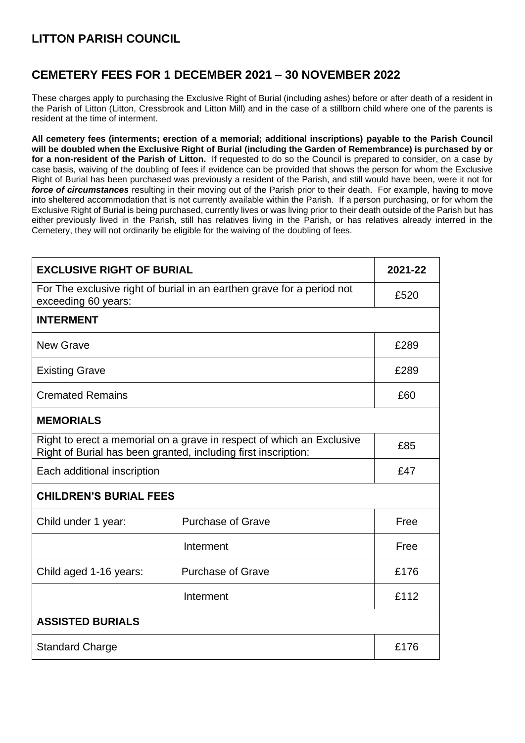# LITTON PARISH COUNCIL

## CEMETERY FEES FOR 1 DECEMBER 2021 – 30 NOVEMBER 2022

These charges apply to purchasing the Exclusive Right of Burial (including ashes) before or after death of a resident in the Parish of Litton (Litton, Cressbrook and Litton Mill) and in the case of a stillborn child where one of the parents is resident at the time of interment.

**All cemetery fees (interments; erection of a memorial; additional inscriptions) payable to the Parish Council will be doubled when the Exclusive Right of Burial (including the Garden of Remembrance) is purchased by or for a non-resident of the Parish of Litton.** If requested to do so the Council is prepared to consider, on a case by case basis, waiving of the doubling of fees if evidence can be provided that shows the person for whom the Exclusive Right of Burial has been purchased was previously a resident of the Parish, and still would have been, were it not for ***force of circumstances*** resulting in their moving out of the Parish prior to their death. For example, having to move into sheltered accommodation that is not currently available within the Parish. If a person purchasing, or for whom the Exclusive Right of Burial is being purchased, currently lives or was living prior to their death outside of the Parish but has either previously lived in the Parish, still has relatives living in the Parish, or has relatives already interred in the Cemetery, they will not ordinarily be eligible for the waiving of the doubling of fees.

| **EXCLUSIVE RIGHT OF BURIAL** | | **2021-22** |
|---|---|---|
| For The exclusive right of burial in an earthen grave for a period not exceeding 60 years: | | £520 |
| **INTERMENT** | | |
| New Grave | | £289 |
| Existing Grave | | £289 |
| Cremated Remains | | £60 |
| **MEMORIALS** | | |
| Right to erect a memorial on a grave in respect of which an Exclusive Right of Burial has been granted, including first inscription: | | £85 |
| Each additional inscription | | £47 |
| **CHILDREN'S BURIAL FEES** | | |
| Child under 1 year: | Purchase of Grave | Free |
| | Interment | Free |
| Child aged 1-16 years: | Purchase of Grave | £176 |
| | Interment | £112 |
| **ASSISTED BURIALS** | | |
| Standard Charge | | £176 |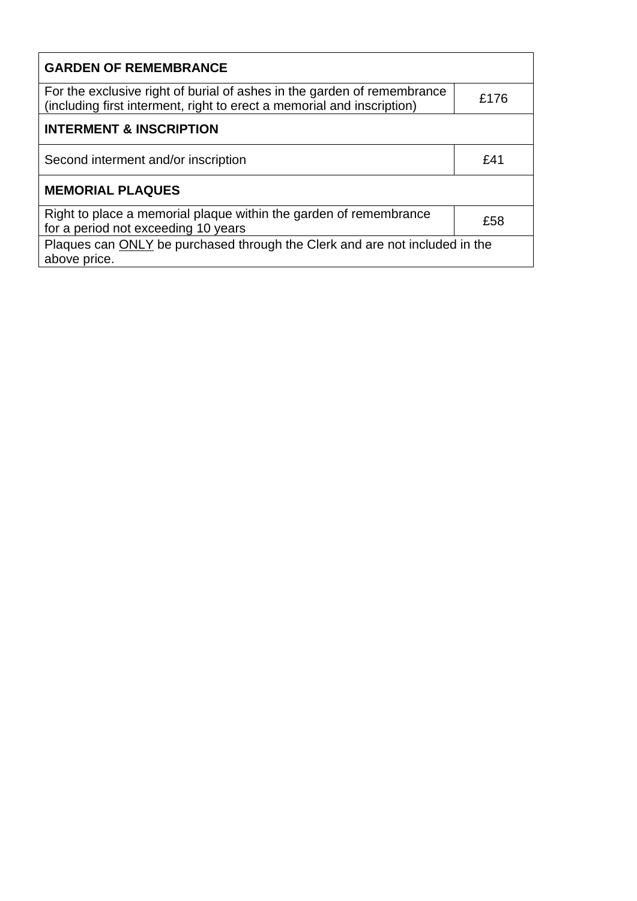| | |
|---|---|
| **GARDEN OF REMEMBRANCE** | |
| For the exclusive right of burial of ashes in the garden of remembrance (including first interment, right to erect a memorial and inscription) | £176 |
| **INTERMENT & INSCRIPTION** | |
| Second interment and/or inscription | £41 |
| **MEMORIAL PLAQUES** | |
| Right to place a memorial plaque within the garden of remembrance for a period not exceeding 10 years | £58 |
| Plaques can <u>ONLY</u> be purchased through the Clerk and are not included in the above price. | |